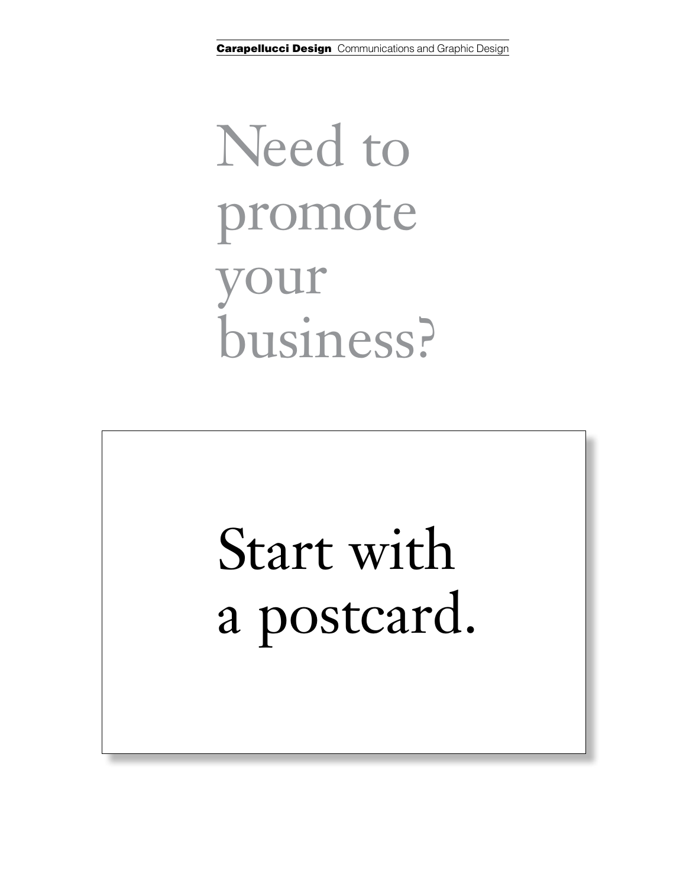**Carapellucci Design** Communications and Graphic Design

# Need to promote your business?

# Start with a postcard.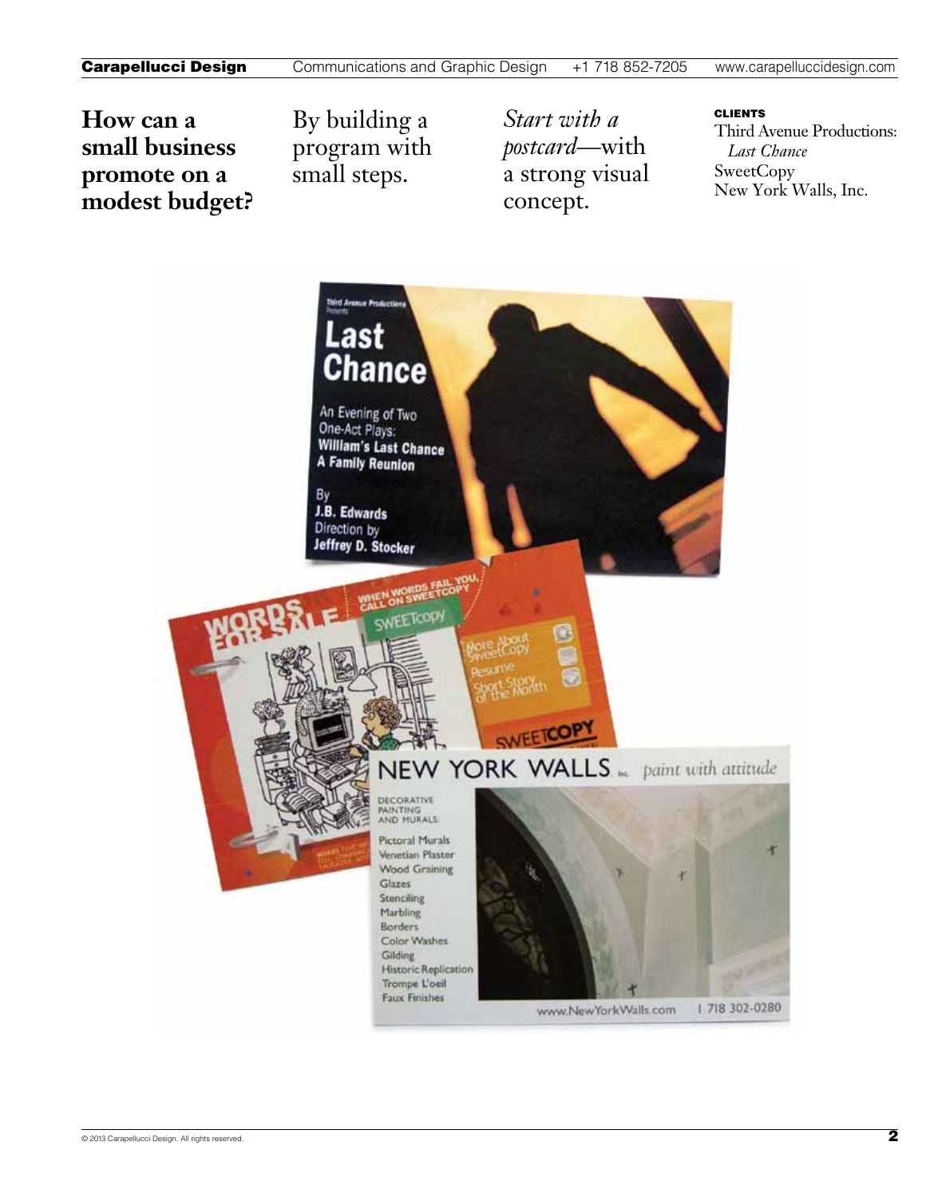**How can a small business promote on a modest budget?**

By building a program with small steps.

*Start with a postcard*—with a strong visual concept.

**CLIENTS**

Third Avenue Productions: *Last Chance*
SweetCopy
New York Walls, Inc.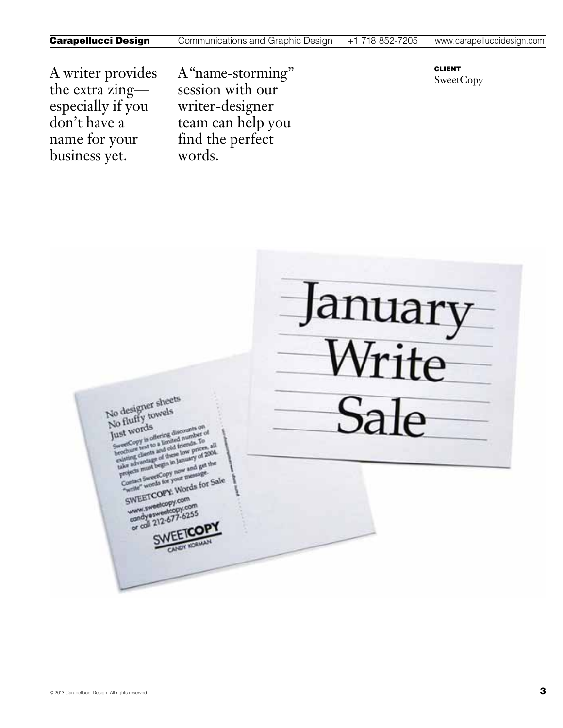A writer provides the extra zing—especially if you don't have a name for your business yet.

A "name-storming" session with our writer-designer team can help you find the perfect words.

**CLIENT**
SweetCopy

January Write Sale

No designer sheets
No fluffy towels
Just words

SweetCopy is offering discounts on brochure text to a limited number of existing clients and old friends. To take advantage of these low prices, all projects must begin in January of 2004.

Contact SweetCopy now and get the "write" words for your message.

SWEETCOPY: Words for Sale
www.sweetcopy.com
candy@sweetcopy.com
or call 212-677-6255

SWEETCOPY
CANDY KORMAN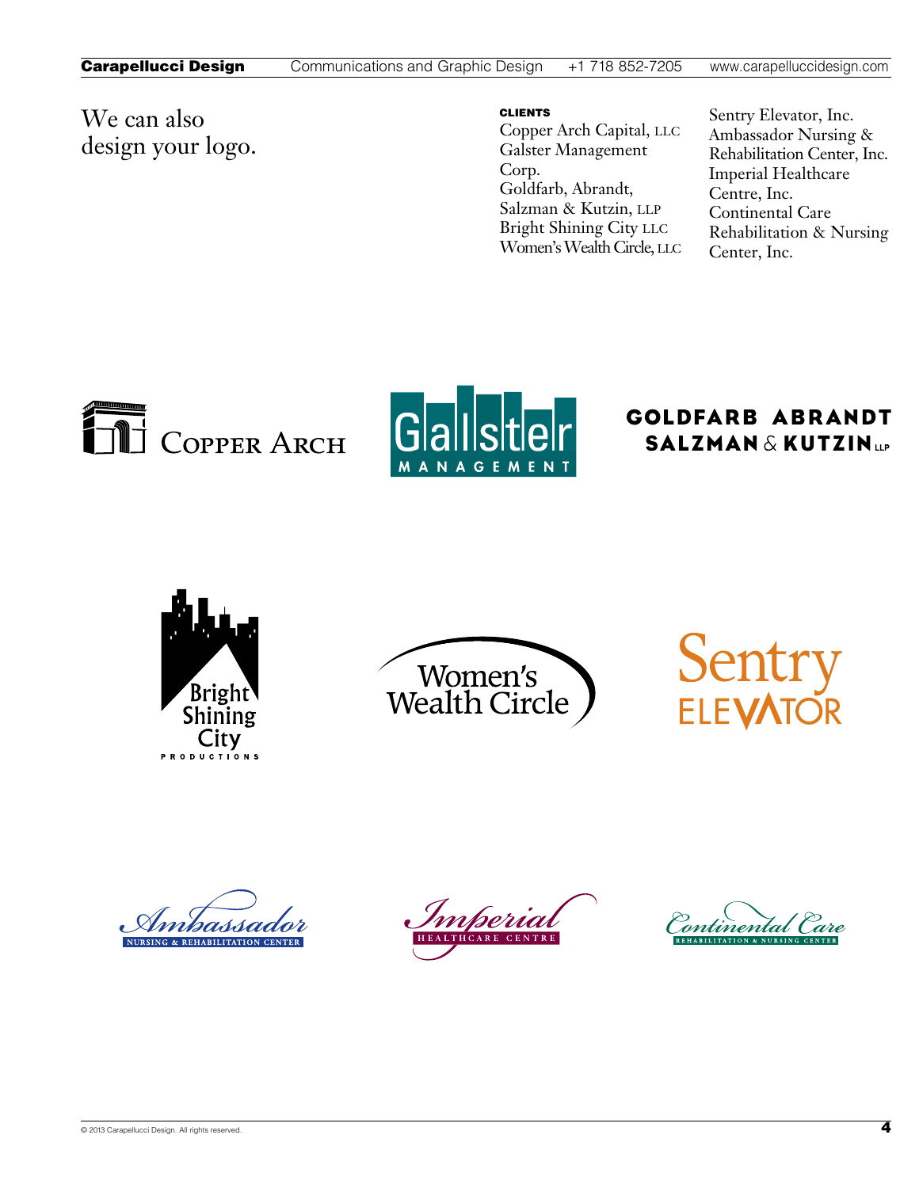We can also
design your logo.

**CLIENTS**

- Copper Arch Capital, LLC
- Galster Management Corp.
- Goldfarb, Abrandt, Salzman & Kutzin, LLP
- Bright Shining City LLC
- Women's Wealth Circle, LLC
- Sentry Elevator, Inc.
- Ambassador Nursing & Rehabilitation Center, Inc.
- Imperial Healthcare Centre, Inc.
- Continental Care Rehabilitation & Nursing Center, Inc.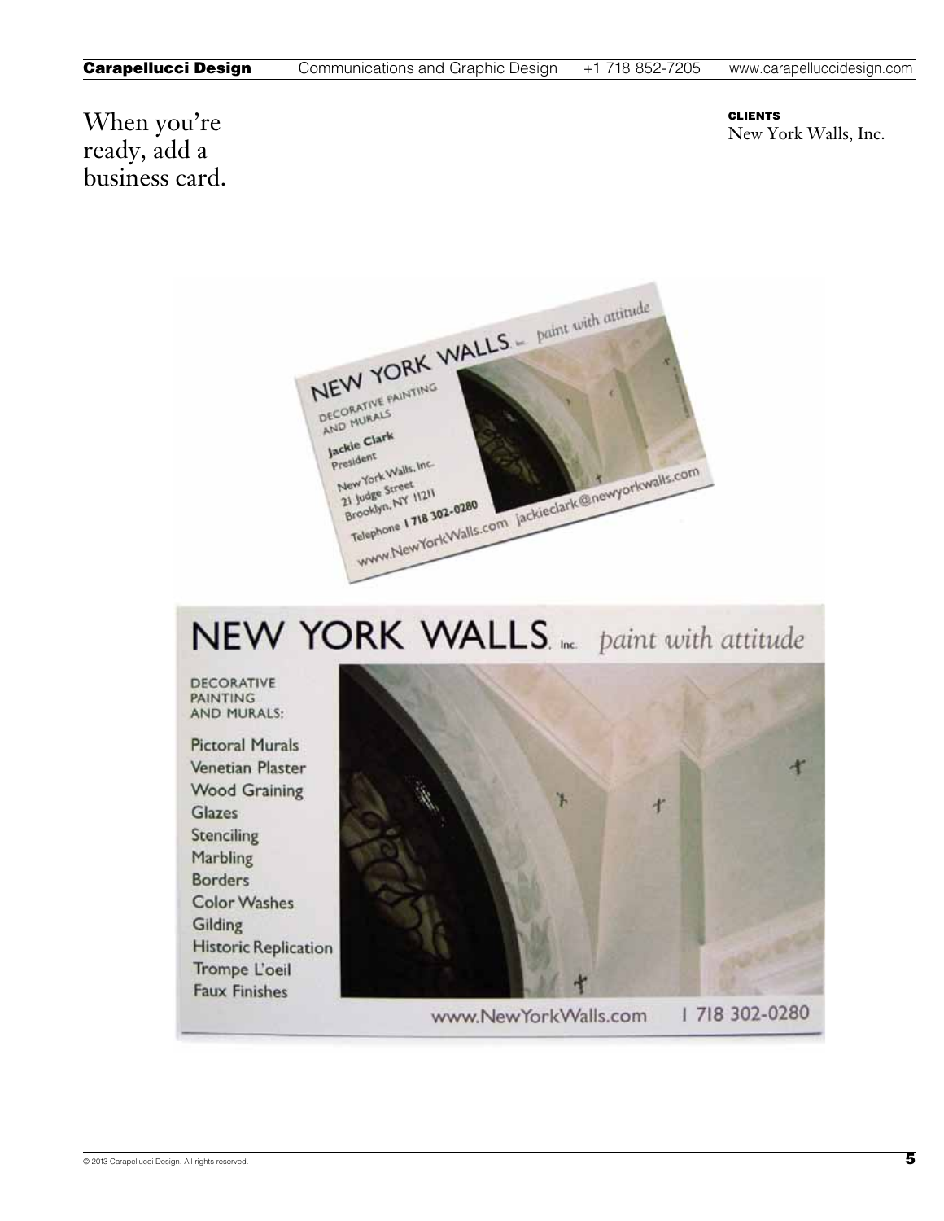When you're ready, add a business card.

**CLIENTS**
New York Walls, Inc.

NEW YORK WALLS Inc. *paint with attitude*

DECORATIVE PAINTING AND MURALS

Jackie Clark
President

New York Walls, Inc.
21 Judge Street
Brooklyn, NY 11211

Telephone 1 718 302-0280
www.NewYorkWalls.com jackieclark@newyorkwalls.com

NEW YORK WALLS Inc. *paint with attitude*

DECORATIVE PAINTING AND MURALS:

- Pictoral Murals
- Venetian Plaster
- Wood Graining
- Glazes
- Stenciling
- Marbling
- Borders
- Color Washes
- Gilding
- Historic Replication
- Trompe L'oeil
- Faux Finishes

www.NewYorkWalls.com 1 718 302-0280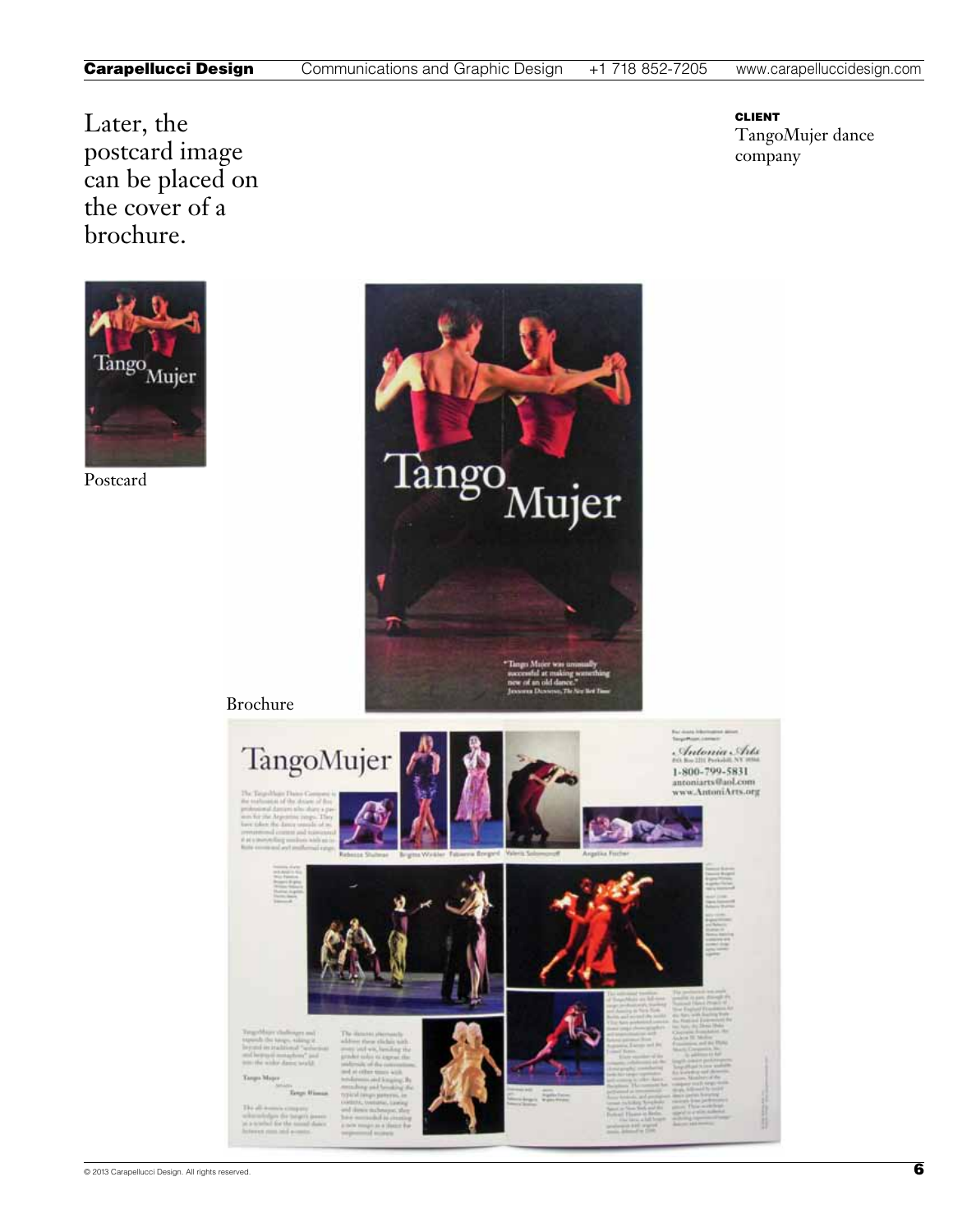Later, the postcard image can be placed on the cover of a brochure.

**CLIENT**
TangoMujer dance company

Postcard

Brochure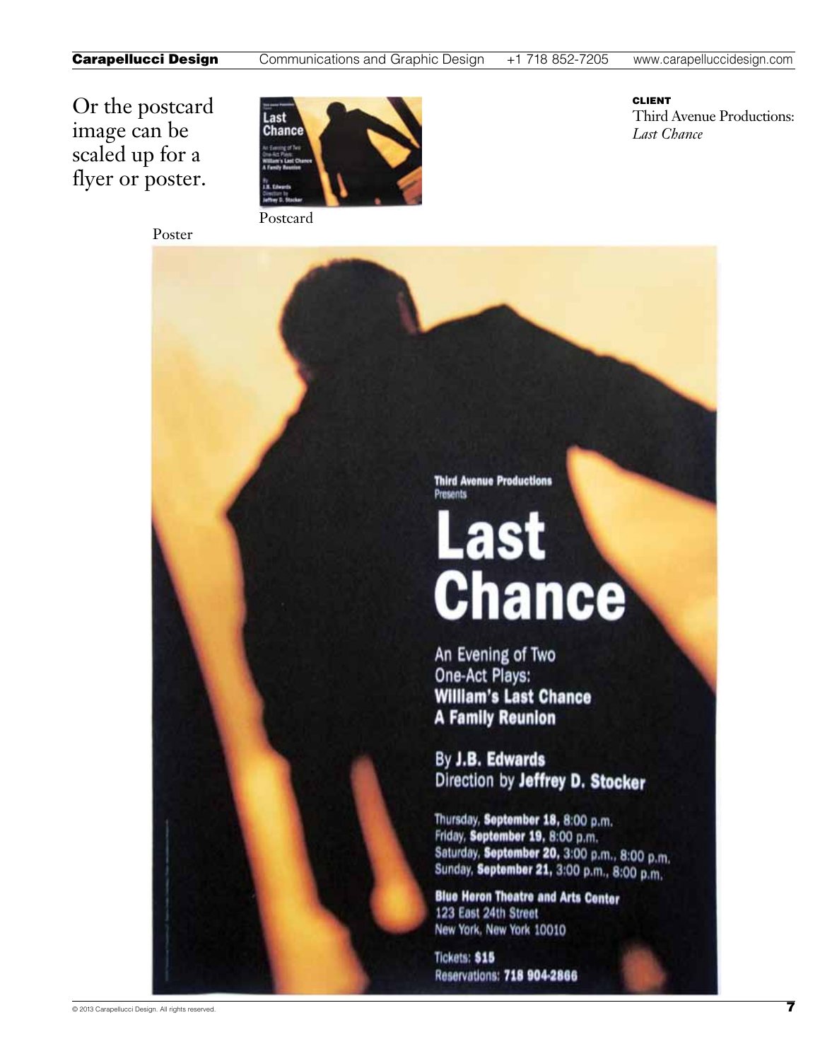Or the postcard image can be scaled up for a flyer or poster.

**CLIENT**
Third Avenue Productions: *Last Chance*

Postcard

Poster

Third Avenue Productions
Presents

# Last Chance

An Evening of Two One-Act Plays:
**William's Last Chance**
**A Family Reunion**

By **J.B. Edwards**
Direction by **Jeffrey D. Stocker**

Thursday, **September 18,** 8:00 p.m.
Friday, **September 19,** 8:00 p.m.
Saturday, **September 20,** 3:00 p.m., 8:00 p.m.
Sunday, **September 21,** 3:00 p.m., 8:00 p.m.

**Blue Heron Theatre and Arts Center**
123 East 24th Street
New York, New York 10010

Tickets: **$15**
Reservations: **718 904-2866**

© 2013 Carapellucci Design. All rights reserved.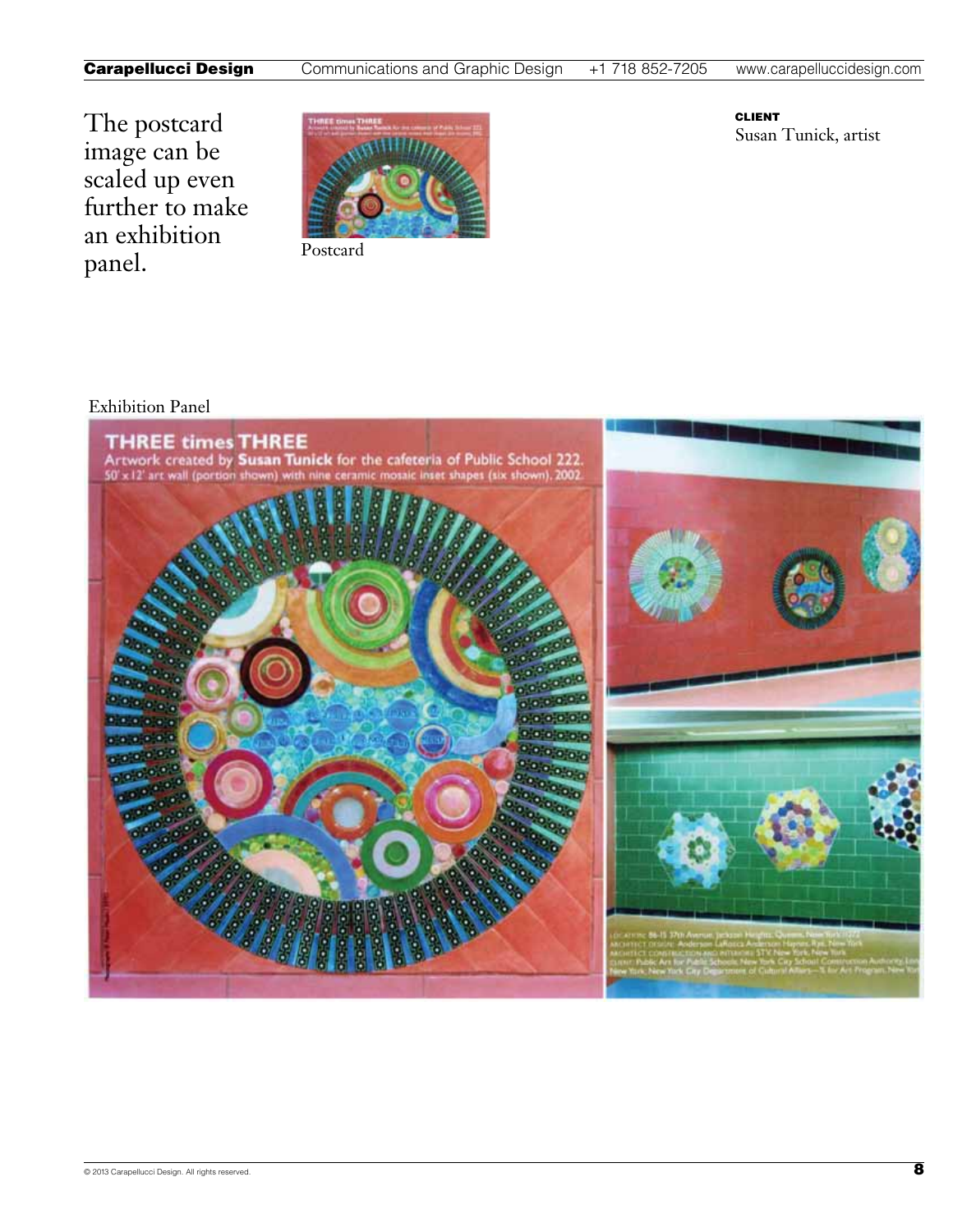The postcard image can be scaled up even further to make an exhibition panel.

Postcard

**CLIENT**
Susan Tunick, artist

Exhibition Panel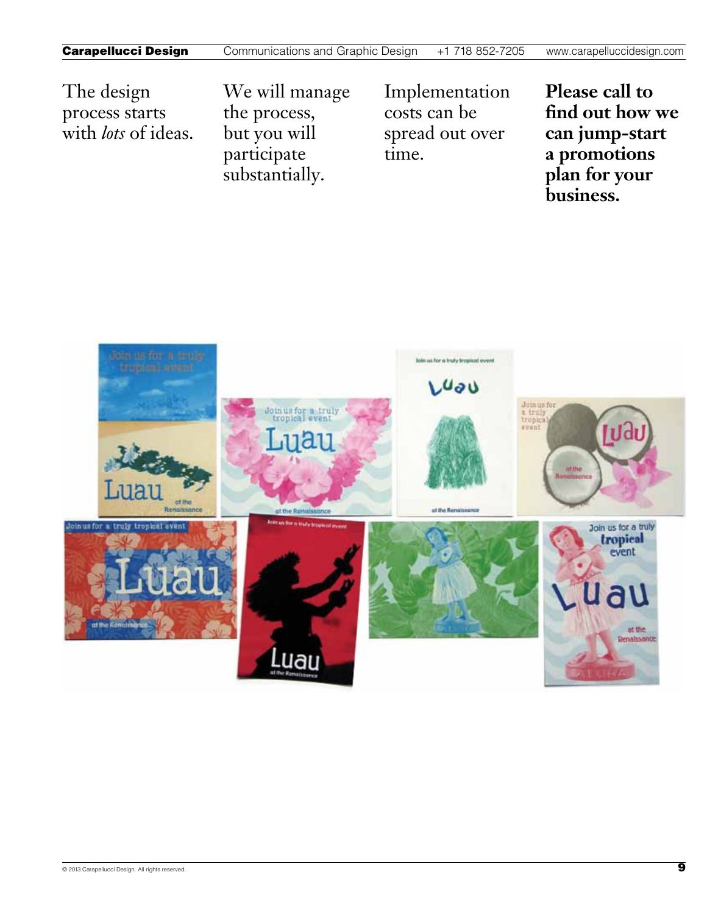The design process starts with *lots* of ideas.

We will manage the process, but you will participate substantially.

Implementation costs can be spread out over time.

**Please call to find out how we can jump-start a promotions plan for your business.**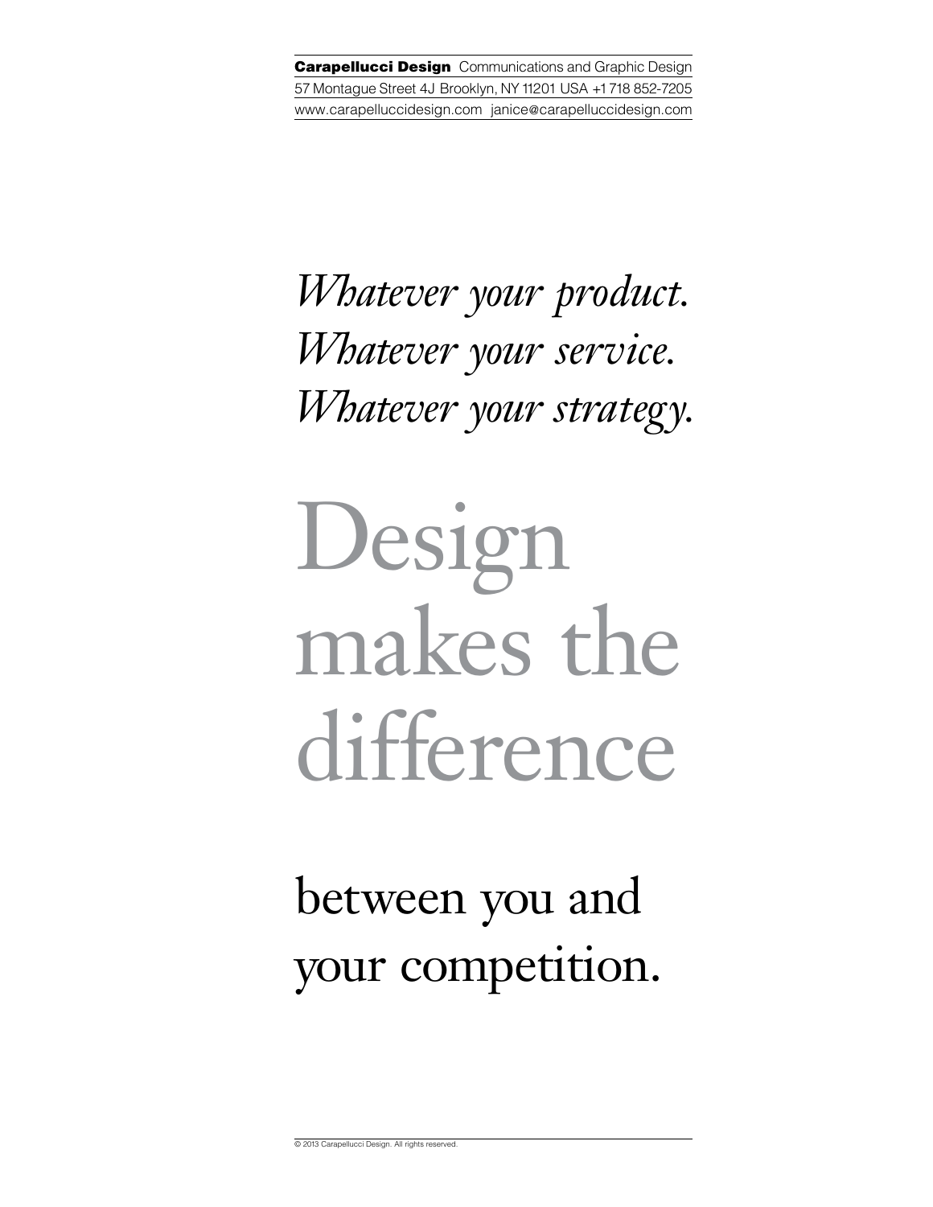**Carapellucci Design** Communications and Graphic Design
57 Montague Street 4J Brooklyn, NY 11201 USA +1 718 852-7205
www.carapelluccidesign.com janice@carapelluccidesign.com

*Whatever your product.*
*Whatever your service.*
*Whatever your strategy.*

# Design makes the difference

between you and
your competition.

© 2013 Carapellucci Design. All rights reserved.